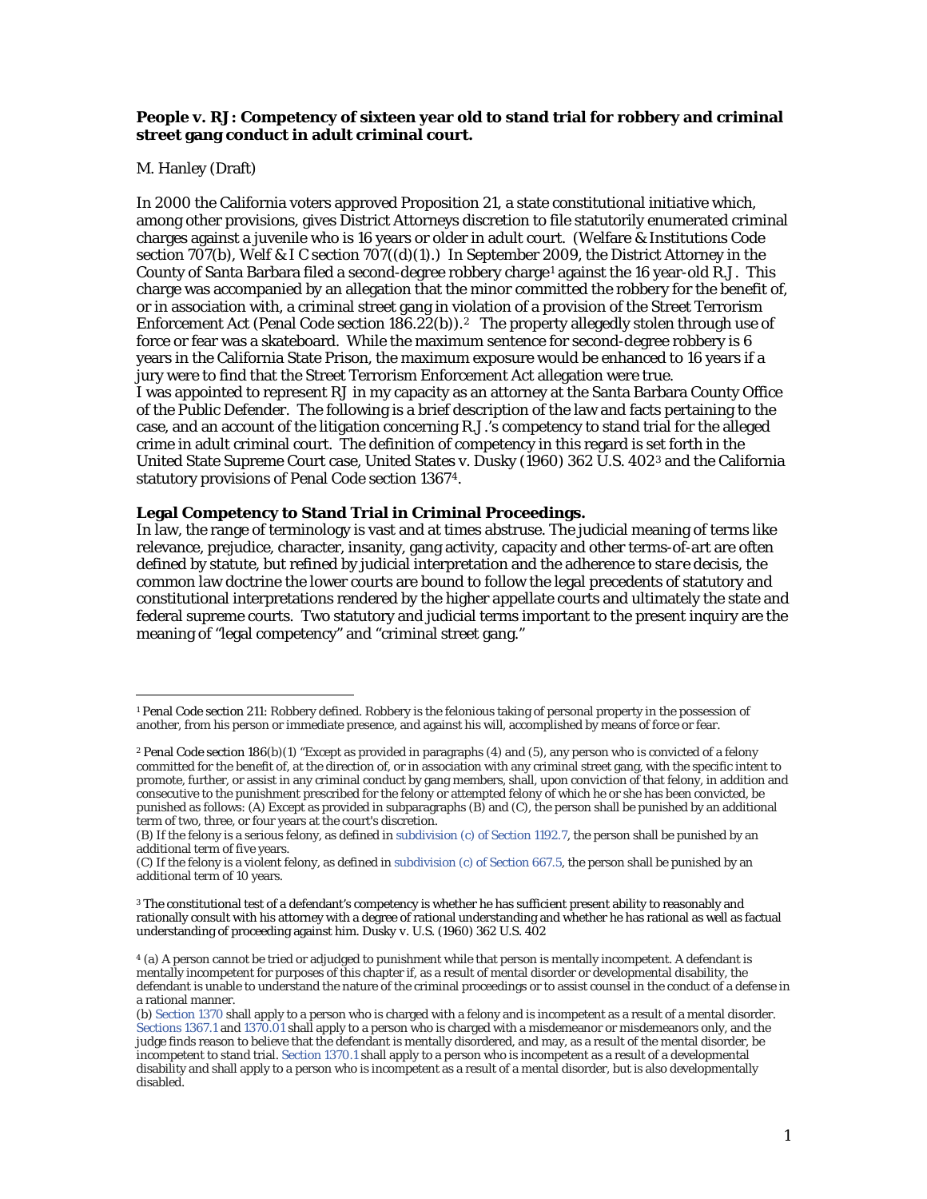**People v. RJ: Competency of sixteen year old to stand trial for robbery and criminal street gang conduct in adult criminal court.**

M. Hanley (Draft)

In 2000 the California voters approved Proposition 21, a state constitutional initiative which, among other provisions, gives District Attorneys discretion to file statutorily enumerated criminal charges against a juvenile who is 16 years or older in adult court. (Welfare & Institutions Code section 707(b), Welf & I C section 707((d)(1).) In September 2009, the District Attorney in the County of Santa Barbara filed a second-degree robbery charge[1] against the 16 year-old R.J. This charge was accompanied by an allegation that the minor committed the robbery for the benefit of, or in association with, a criminal street gang in violation of a provision of the Street Terrorism Enforcement Act (Penal Code section 186.22(b)).[2] The property allegedly stolen through use of force or fear was a skateboard. While the maximum sentence for second-degree robbery is 6 years in the California State Prison, the maximum exposure would be enhanced to 16 years if a jury were to find that the Street Terrorism Enforcement Act allegation were true.
I was appointed to represent RJ in my capacity as an attorney at the Santa Barbara County Office of the Public Defender. The following is a brief description of the law and facts pertaining to the case, and an account of the litigation concerning R.J.'s competency to stand trial for the alleged crime in adult criminal court. The definition of competency in this regard is set forth in the United State Supreme Court case, United States v. Dusky (1960) 362 U.S. 402[3] and the California statutory provisions of Penal Code section 1367[4].

**Legal Competency to Stand Trial in Criminal Proceedings.**
In law, the range of terminology is vast and at times abstruse. The judicial meaning of terms like relevance, prejudice, character, insanity, gang activity, capacity and other terms-of-art are often defined by statute, but refined by judicial interpretation and the adherence to *stare* decisis, the common law doctrine the lower courts are bound to follow the legal precedents of statutory and constitutional interpretations rendered by the higher appellate courts and ultimately the state and federal supreme courts. Two statutory and judicial terms important to the present inquiry are the meaning of "legal competency" and "criminal street gang."

---

[1] Penal Code section 211: Robbery defined. Robbery is the felonious taking of personal property in the possession of another, from his person or immediate presence, and against his will, accomplished by means of force or fear.

[2] Penal Code section 186(b)(1) "Except as provided in paragraphs (4) and (5), any person who is convicted of a felony committed for the benefit of, at the direction of, or in association with any criminal street gang, with the specific intent to promote, further, or assist in any criminal conduct by gang members, shall, upon conviction of that felony, in addition and consecutive to the punishment prescribed for the felony or attempted felony of which he or she has been convicted, be punished as follows: (A) Except as provided in subparagraphs (B) and (C), the person shall be punished by an additional term of two, three, or four years at the court's discretion.
(B) If the felony is a serious felony, as defined in subdivision (c) of Section 1192.7, the person shall be punished by an additional term of five years.
(C) If the felony is a violent felony, as defined in subdivision (c) of Section 667.5, the person shall be punished by an additional term of 10 years.

[3] The constitutional test of a defendant's competency is whether he has sufficient present ability to reasonably and rationally consult with his attorney with a degree of rational understanding and whether he has rational as well as factual understanding of proceeding against him. Dusky v. U.S. (1960) 362 U.S. 402

[4] (a) A person cannot be tried or adjudged to punishment while that person is mentally incompetent. A defendant is mentally incompetent for purposes of this chapter if, as a result of mental disorder or developmental disability, the defendant is unable to understand the nature of the criminal proceedings or to assist counsel in the conduct of a defense in a rational manner.
(b) Section 1370 shall apply to a person who is charged with a felony and is incompetent as a result of a mental disorder. Sections 1367.1 and 1370.01 shall apply to a person who is charged with a misdemeanor or misdemeanors only, and the judge finds reason to believe that the defendant is mentally disordered, and may, as a result of the mental disorder, be incompetent to stand trial. Section 1370.1 shall apply to a person who is incompetent as a result of a developmental disability and shall apply to a person who is incompetent as a result of a mental disorder, but is also developmentally disabled.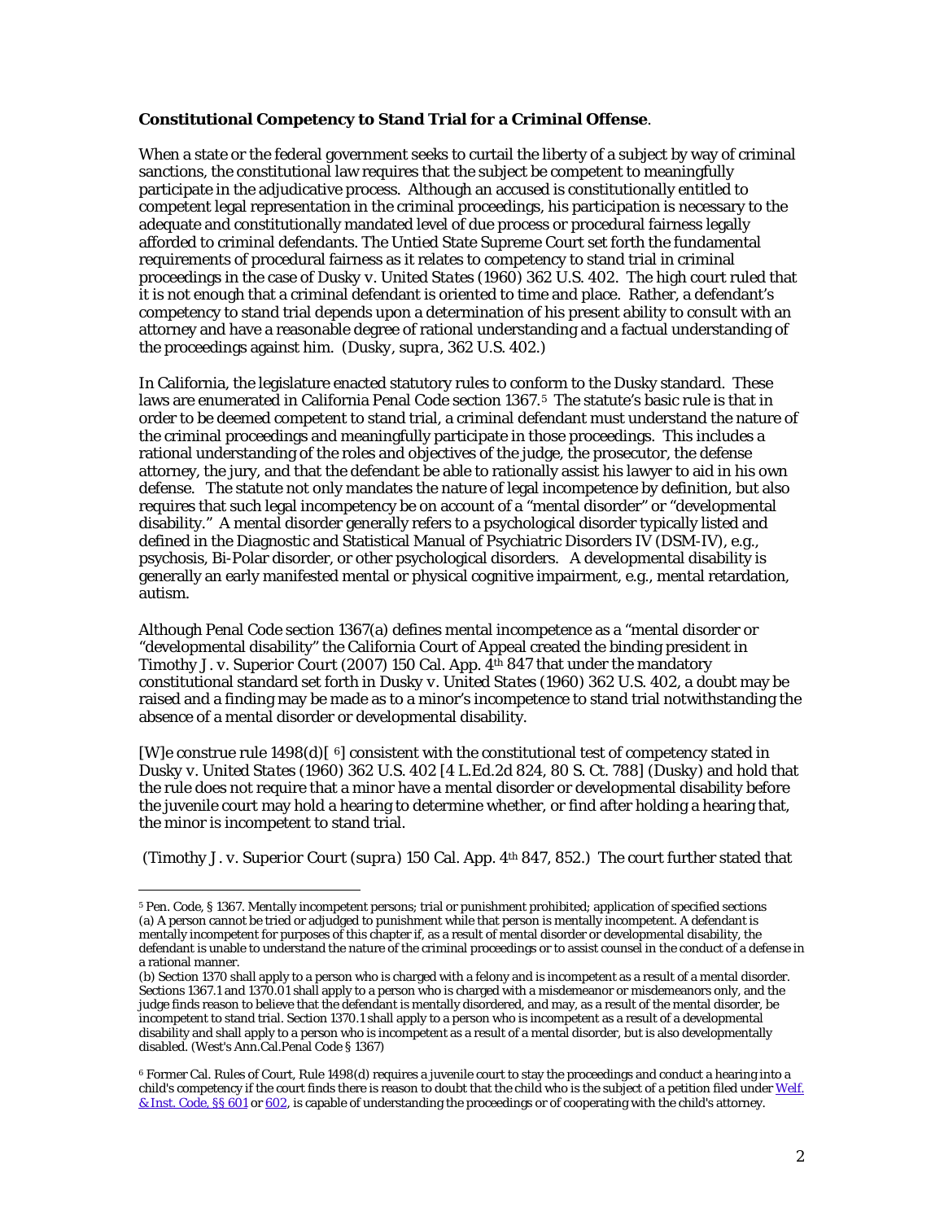**Constitutional Competency to Stand Trial for a Criminal Offense**.

When a state or the federal government seeks to curtail the liberty of a subject by way of criminal sanctions, the constitutional law requires that the subject be competent to meaningfully participate in the adjudicative process. Although an accused is constitutionally entitled to competent legal representation in the criminal proceedings, his participation is necessary to the adequate and constitutionally mandated level of due process or procedural fairness legally afforded to criminal defendants. The Untied State Supreme Court set forth the fundamental requirements of procedural fairness as it relates to competency to stand trial in criminal proceedings in the case of *Dusky v. United States* (1960) 362 U.S. 402. The high court ruled that it is not enough that a criminal defendant is oriented to time and place. Rather, a defendant's competency to stand trial depends upon a determination of his present ability to consult with an attorney and have a reasonable degree of rational understanding and a factual understanding of the proceedings against him. (*Dusky, supra*, 362 U.S. 402.)

In California, the legislature enacted statutory rules to conform to the Dusky standard. These laws are enumerated in California Penal Code section 1367.[5] The statute's basic rule is that in order to be deemed competent to stand trial, a criminal defendant must understand the nature of the criminal proceedings and meaningfully participate in those proceedings. This includes a rational understanding of the roles and objectives of the judge, the prosecutor, the defense attorney, the jury, and that the defendant be able to rationally assist his lawyer to aid in his own defense. The statute not only mandates the nature of legal incompetence by definition, but also requires that such legal incompetency be on account of a "mental disorder" or "developmental disability." A mental disorder generally refers to a psychological disorder typically listed and defined in the Diagnostic and Statistical Manual of Psychiatric Disorders IV (DSM-IV), e.g., psychosis, Bi-Polar disorder, or other psychological disorders. A developmental disability is generally an early manifested mental or physical cognitive impairment, e.g., mental retardation, autism.

Although Penal Code section 1367(a) defines mental incompetence as a "mental disorder or "developmental disability" the California Court of Appeal created the binding president in *Timothy J. v. Superior Court* (2007) 150 Cal. App. 4[th] 847 that under the mandatory constitutional standard set forth in *Dusky v. United States* (1960) 362 U.S. 402, a doubt may be raised and a finding may be made as to a minor's incompetence to stand trial notwithstanding the absence of a mental disorder or developmental disability.

[W]e construe rule 1498(d)[ [6]] consistent with the constitutional test of competency stated in *Dusky v. United States* (1960) 362 U.S. 402 [4 L.Ed.2d 824, 80 S. Ct. 788] (Dusky) and hold that the rule does not require that a minor have a mental disorder or developmental disability before the juvenile court may hold a hearing to determine whether, or find after holding a hearing that, the minor is incompetent to stand trial.

(*Timothy J. v. Superior Court* (*supra*) 150 Cal. App. 4[th] 847, 852.) The court further stated that

---

[5] Pen. Code, § 1367. Mentally incompetent persons; trial or punishment prohibited; application of specified sections
(a) A person cannot be tried or adjudged to punishment while that person is mentally incompetent. A defendant is mentally incompetent for purposes of this chapter if, as a result of mental disorder or developmental disability, the defendant is unable to understand the nature of the criminal proceedings or to assist counsel in the conduct of a defense in a rational manner.
(b) Section 1370 shall apply to a person who is charged with a felony and is incompetent as a result of a mental disorder. Sections 1367.1 and 1370.01 shall apply to a person who is charged with a misdemeanor or misdemeanors only, and the judge finds reason to believe that the defendant is mentally disordered, and may, as a result of the mental disorder, be incompetent to stand trial. Section 1370.1 shall apply to a person who is incompetent as a result of a developmental disability and shall apply to a person who is incompetent as a result of a mental disorder, but is also developmentally disabled. (West's Ann.Cal.Penal Code § 1367)

[6] Former Cal. Rules of Court, Rule 1498(d) requires a juvenile court to stay the proceedings and conduct a hearing into a child's competency if the court finds there is reason to doubt that the child who is the subject of a petition filed under Welf. & Inst. Code, §§ 601 or 602, is capable of understanding the proceedings or of cooperating with the child's attorney.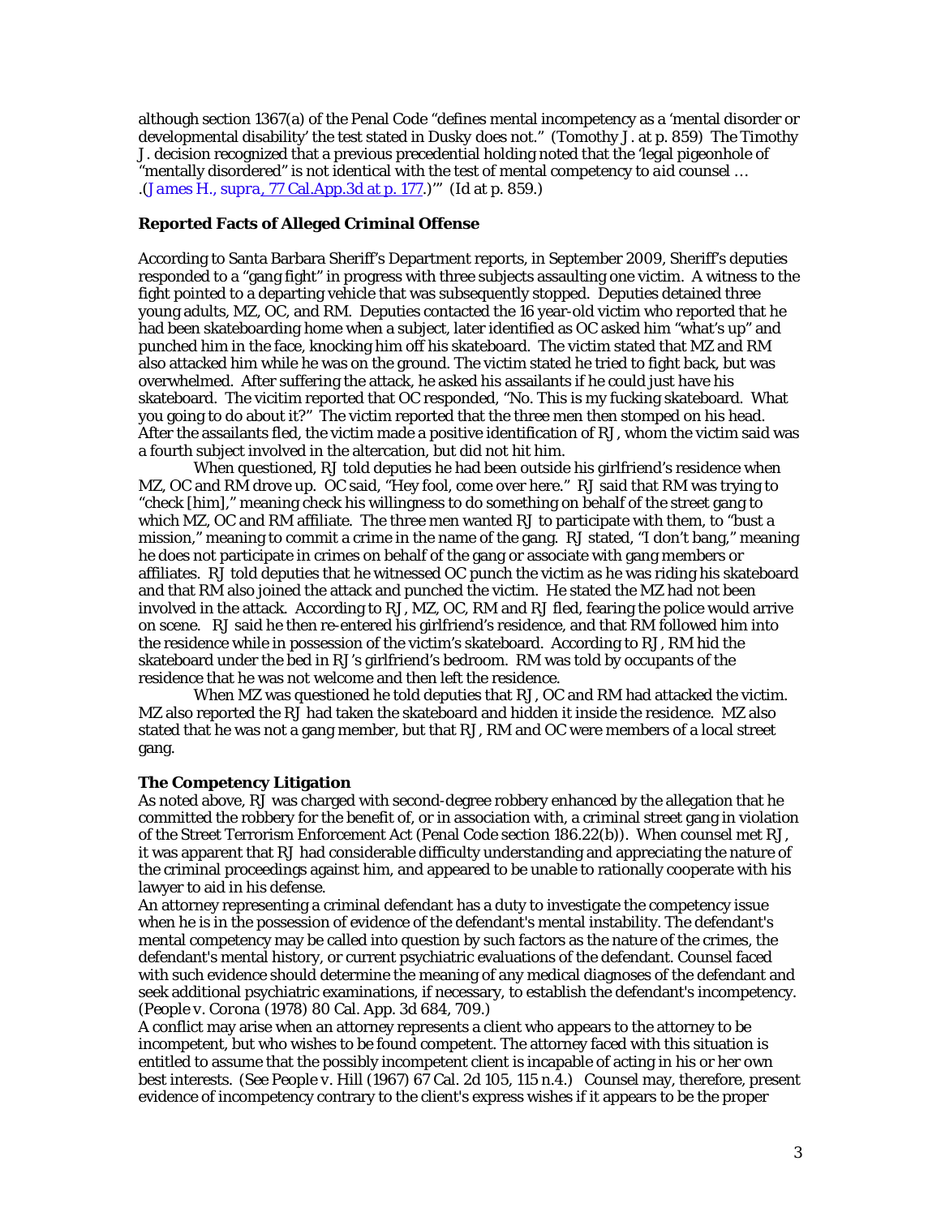although section 1367(a) of the Penal Code "defines mental incompetency as a 'mental disorder or developmental disability' the test stated in Dusky does not." (Tomothy J. at p. 859) The Timothy J. decision recognized that a previous precedential holding noted that the 'legal pigeonhole of "mentally disordered" is not identical with the test of mental competency to *aid* counsel … .(*James H., supra*, 77 Cal.App.3d at p. 177.)'" (*Id* at p. 859.)

**Reported Facts of Alleged Criminal Offense**

According to Santa Barbara Sheriff's Department reports, in September 2009, Sheriff's deputies responded to a "gang fight" in progress with three subjects assaulting one victim. A witness to the fight pointed to a departing vehicle that was subsequently stopped. Deputies detained three young adults, MZ, OC, and RM. Deputies contacted the 16 year-old victim who reported that he had been skateboarding home when a subject, later identified as OC asked him "what's up" and punched him in the face, knocking him off his skateboard. The victim stated that MZ and RM also attacked him while he was on the ground. The victim stated he tried to fight back, but was overwhelmed. After suffering the attack, he asked his assailants if he could just have his skateboard. The vicitim reported that OC responded, "No. This is my fucking skateboard. What you going to do about it?" The victim reported that the three men then stomped on his head. After the assailants fled, the victim made a positive identification of RJ, whom the victim said was a fourth subject involved in the altercation, but did not hit him.

When questioned, RJ told deputies he had been outside his girlfriend's residence when MZ, OC and RM drove up. OC said, "Hey fool, come over here." RJ said that RM was trying to "check [him]," meaning check his willingness to do something on behalf of the street gang to which MZ, OC and RM affiliate. The three men wanted RJ to participate with them, to "bust a mission," meaning to commit a crime in the name of the gang. RJ stated, "I don't bang," meaning he does not participate in crimes on behalf of the gang or associate with gang members or affiliates. RJ told deputies that he witnessed OC punch the victim as he was riding his skateboard and that RM also joined the attack and punched the victim. He stated the MZ had not been involved in the attack. According to RJ, MZ, OC, RM and RJ fled, fearing the police would arrive on scene. RJ said he then re-entered his girlfriend's residence, and that RM followed him into the residence while in possession of the victim's skateboard. According to RJ, RM hid the skateboard under the bed in RJ's girlfriend's bedroom. RM was told by occupants of the residence that he was not welcome and then left the residence.

When MZ was questioned he told deputies that RJ, OC and RM had attacked the victim. MZ also reported the RJ had taken the skateboard and hidden it inside the residence. MZ also stated that he was not a gang member, but that RJ, RM and OC were members of a local street gang.

**The Competency Litigation**

As noted above, RJ was charged with second-degree robbery enhanced by the allegation that he committed the robbery for the benefit of, or in association with, a criminal street gang in violation of the Street Terrorism Enforcement Act (Penal Code section 186.22(b)). When counsel met RJ, it was apparent that RJ had considerable difficulty understanding and appreciating the nature of the criminal proceedings against him, and appeared to be unable to rationally cooperate with his lawyer to aid in his defense.

An attorney representing a criminal defendant has a duty to investigate the competency issue when he is in the possession of evidence of the defendant's mental instability. The defendant's mental competency may be called into question by such factors as the nature of the crimes, the defendant's mental history, or current psychiatric evaluations of the defendant. Counsel faced with such evidence should determine the meaning of any medical diagnoses of the defendant and seek additional psychiatric examinations, if necessary, to establish the defendant's incompetency. (*People v. Corona* (1978) 80 Cal. App. 3d 684, 709.)

A conflict may arise when an attorney represents a client who appears to the attorney to be incompetent, but who wishes to be found competent. The attorney faced with this situation is entitled to assume that the possibly incompetent client is incapable of acting in his or her own best interests. (See *People v. Hill* (1967) 67 Cal. 2d 105, 115 n.4.) Counsel may, therefore, present evidence of incompetency contrary to the client's express wishes if it appears to be the proper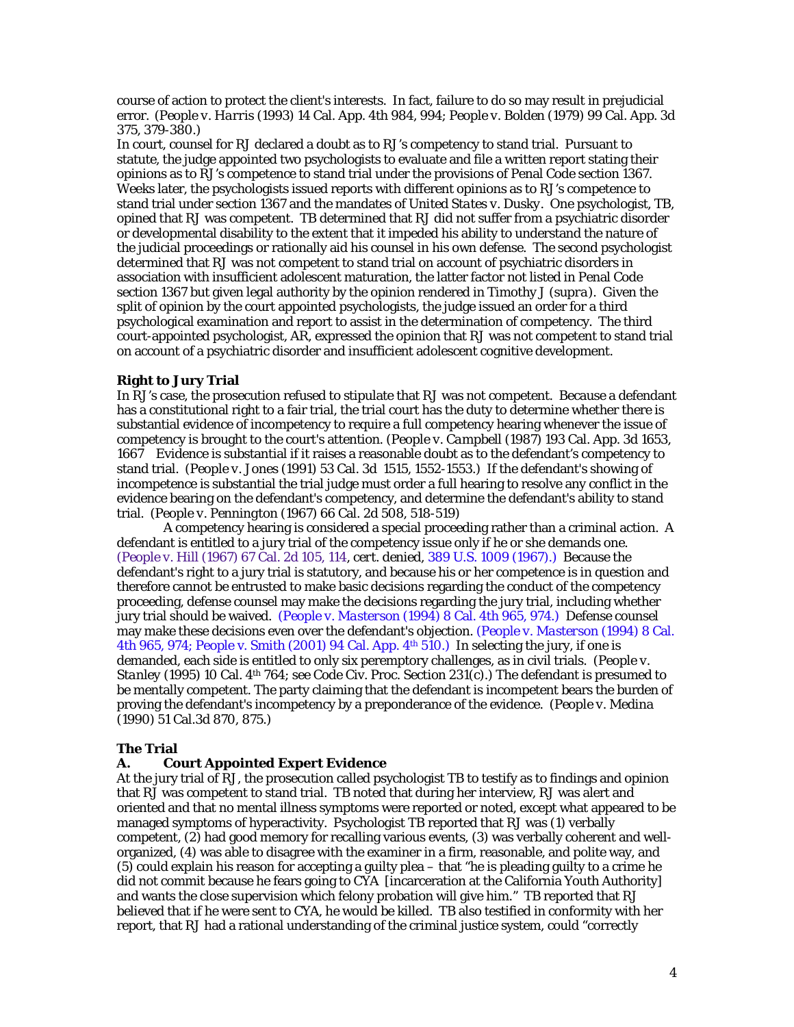course of action to protect the client's interests. In fact, failure to do so may result in prejudicial error. (*People v. Harris* (1993) 14 Cal. App. 4th 984, 994; *People v. Bolden* (1979) 99 Cal. App. 3d 375, 379-380.)

In court, counsel for RJ declared a doubt as to RJ's competency to stand trial. Pursuant to statute, the judge appointed two psychologists to evaluate and file a written report stating their opinions as to RJ's competence to stand trial under the provisions of Penal Code section 1367. Weeks later, the psychologists issued reports with different opinions as to RJ's competence to stand trial under section 1367 and the mandates of *United States v. Dusky*. One psychologist, TB, opined that RJ was competent. TB determined that RJ did not suffer from a psychiatric disorder or developmental disability to the extent that it impeded his ability to understand the nature of the judicial proceedings or rationally aid his counsel in his own defense. The second psychologist determined that RJ was not competent to stand trial on account of psychiatric disorders in association with insufficient adolescent maturation, the latter factor not listed in Penal Code section 1367 but given legal authority by the opinion rendered in Timothy J (*supra*). Given the split of opinion by the court appointed psychologists, the judge issued an order for a third psychological examination and report to assist in the determination of competency. The third court-appointed psychologist, AR, expressed the opinion that RJ was not competent to stand trial on account of a psychiatric disorder and insufficient adolescent cognitive development.

**Right to Jury Trial**

In RJ's case, the prosecution refused to stipulate that RJ was not competent. Because a defendant has a constitutional right to a fair trial, the trial court has the duty to determine whether there is substantial evidence of incompetency to require a full competency hearing whenever the issue of competency is brought to the court's attention. (*People v. Campbell* (1987) 193 Cal. App. 3d 1653, 1667 Evidence is substantial if it raises a reasonable doubt as to the defendant's competency to stand trial. (*People v. Jones* (1991) 53 Cal. 3d 1515, 1552-1553.) If the defendant's showing of incompetence is substantial the trial judge must order a full hearing to resolve any conflict in the evidence bearing on the defendant's competency, and determine the defendant's ability to stand trial. (*People v. Pennington* (1967) 66 Cal. 2d 508, 518-519)

A competency hearing is considered a special proceeding rather than a criminal action. A defendant is entitled to a jury trial of the competency issue only if he or she demands one. (*People v. Hill* (1967) 67 Cal. 2d 105, 114, cert. denied, 389 U.S. 1009 (1967).) Because the defendant's right to a jury trial is statutory, and because his or her competence is in question and therefore cannot be entrusted to make basic decisions regarding the conduct of the competency proceeding, defense counsel may make the decisions regarding the jury trial, including whether jury trial should be waived. (*People v. Masterson* (1994) 8 Cal. 4th 965, 974.) Defense counsel may make these decisions even over the defendant's objection. (*People v. Masterson* (1994) 8 Cal. 4th 965, 974; *People v. Smith* (2001) 94 Cal. App. 4th 510.) In selecting the jury, if one is demanded, each side is entitled to only six peremptory challenges, as in civil trials. (*People v. Stanley* (1995) 10 Cal. 4th 764; see Code Civ. Proc. Section 231(c).) The defendant is presumed to be mentally competent. The party claiming that the defendant is incompetent bears the burden of proving the defendant's incompetency by a preponderance of the evidence. (*People v. Medina* (1990) 51 Cal.3d 870, 875.)

**The Trial**

**A. Court Appointed Expert Evidence**

At the jury trial of RJ, the prosecution called psychologist TB to testify as to findings and opinion that RJ was competent to stand trial. TB noted that during her interview, RJ was alert and oriented and that no mental illness symptoms were reported or noted, except what appeared to be managed symptoms of hyperactivity. Psychologist TB reported that RJ was (1) verbally competent, (2) had good memory for recalling various events, (3) was verbally coherent and well-organized, (4) was able to disagree with the examiner in a firm, reasonable, and polite way, and (5) could explain his reason for accepting a guilty plea – that "he is pleading guilty to a crime he did not commit because he fears going to CYA [incarceration at the California Youth Authority] and wants the close supervision which felony probation will give him." TB reported that RJ believed that if he were sent to CYA, he would be killed. TB also testified in conformity with her report, that RJ had a rational understanding of the criminal justice system, could "correctly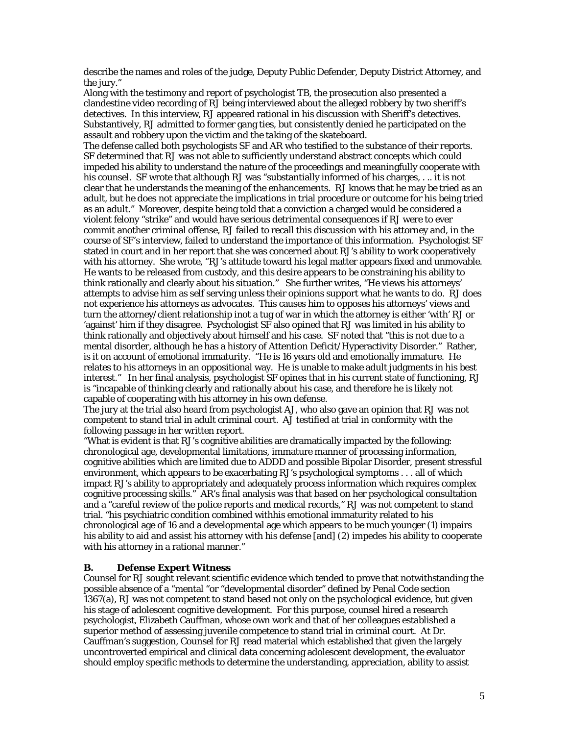describe the names and roles of the judge, Deputy Public Defender, Deputy District Attorney, and the jury."

Along with the testimony and report of psychologist TB, the prosecution also presented a clandestine video recording of RJ being interviewed about the alleged robbery by two sheriff's detectives. In this interview, RJ appeared rational in his discussion with Sheriff's detectives. Substantively, RJ admitted to former gang ties, but consistently denied he participated on the assault and robbery upon the victim and the taking of the skateboard.

The defense called both psychologists SF and AR who testified to the substance of their reports. SF determined that RJ was not able to sufficiently understand abstract concepts which could impeded his ability to understand the nature of the proceedings and meaningfully cooperate with his counsel. SF wrote that although RJ was "substantially informed of his charges, . .. it is not clear that he understands the meaning of the enhancements. RJ knows that he may be tried as an adult, but he does not appreciate the implications in trial procedure or outcome for his being tried as an adult." Moreover, despite being told that a conviction a charged would be considered a violent felony "strike" and would have serious detrimental consequences if RJ were to ever commit another criminal offense, RJ failed to recall this discussion with his attorney and, in the course of SF's interview, failed to understand the importance of this information. Psychologist SF stated in court and in her report that she was concerned about RJ's ability to work cooperatively with his attorney. She wrote, "RJ's attitude toward his legal matter appears fixed and unmovable. He wants to be released from custody, and this desire appears to be constraining his ability to think rationally and clearly about his situation." She further writes, "He views his attorneys' attempts to advise him as self serving unless their opinions support what he wants to do. RJ does not experience his attorneys as advocates. This causes him to opposes his attorneys' views and turn the attorney/client relationship inot a tug of war in which the attorney is either 'with' RJ or 'against' him if they disagree. Psychologist SF also opined that RJ was limited in his ability to think rationally and objectively about himself and his case. SF noted that "this is not due to a mental disorder, although he has a history of Attention Deficit/Hyperactivity Disorder." Rather, is it on account of emotional immaturity. "He is 16 years old and emotionally immature. He relates to his attorneys in an oppositional way. He is unable to make adult judgments in his best interest." In her final analysis, psychologist SF opines that in his current state of functioning, RJ is "incapable of thinking clearly and rationally about his case, and therefore he is likely not capable of cooperating with his attorney in his own defense.

The jury at the trial also heard from psychologist AJ, who also gave an opinion that RJ was not competent to stand trial in adult criminal court. AJ testified at trial in conformity with the following passage in her written report.

"What is evident is that RJ's cognitive abilities are dramatically impacted by the following: chronological age, developmental limitations, immature manner of processing information, cognitive abilities which are limited due to ADDD and possible Bipolar Disorder, present stressful environment, which appears to be exacerbating RJ's psychological symptoms . . . all of which impact RJ's ability to appropriately and adequately process information which requires complex cognitive processing skills." AR's final analysis was that based on her psychological consultation and a "careful review of the police reports and medical records," RJ was not competent to stand trial. "his psychiatric condition combined withhis emotional immaturity related to his chronological age of 16 and a developmental age which appears to be much younger (1) impairs his ability to aid and assist his attorney with his defense [and] (2) impedes his ability to cooperate with his attorney in a rational manner."

### B. Defense Expert Witness

Counsel for RJ sought relevant scientific evidence which tended to prove that notwithstanding the possible absence of a "mental "or "developmental disorder" defined by Penal Code section 1367(a), RJ was not competent to stand based not only on the psychological evidence, but given his stage of adolescent cognitive development. For this purpose, counsel hired a research psychologist, Elizabeth Cauffman, whose own work and that of her colleagues established a superior method of assessing juvenile competence to stand trial in criminal court. At Dr. Cauffman's suggestion, Counsel for RJ read material which established that given the largely uncontroverted empirical and clinical data concerning adolescent development, the evaluator should employ specific methods to determine the understanding, appreciation, ability to assist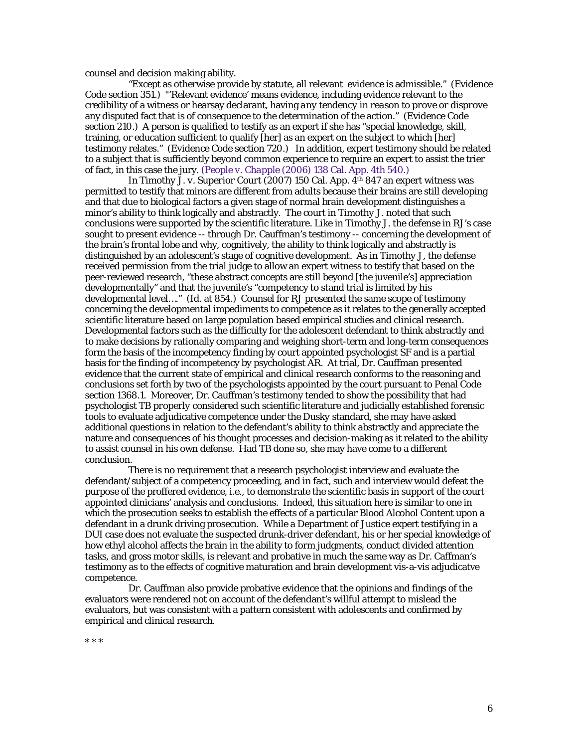counsel and decision making ability.

"Except as otherwise provide by statute, all relevant evidence is admissible." (Evidence Code section 351.) "'Relevant evidence' means evidence, including evidence relevant to the credibility of a witness or hearsay declarant, *having any tendency in reason to prove or disprove* any disputed fact that is of consequence to the determination of the action." (Evidence Code section 210.) A person is qualified to testify as an expert if she has "special knowledge, skill, training, or education sufficient to qualify [her] as an expert on the subject to which [her] testimony relates." (Evidence Code section 720.) In addition, expert testimony should be related to a subject that is sufficiently beyond common experience to require an expert to assist the trier of fact, in this case the jury. (People v. Chapple (2006) 138 Cal. App. 4th 540.)

In Timothy J. v. Superior Court (2007) 150 Cal. App. 4th 847 an expert witness was permitted to testify that minors are different from adults because their brains are still developing and that due to biological factors a given stage of normal brain development distinguishes a minor's ability to think logically and abstractly. The court in Timothy J. noted that such conclusions were supported by the scientific literature. Like in Timothy J. the defense in RJ's case sought to present evidence -- through Dr. Cauffman's testimony -- concerning the development of the brain's frontal lobe and why, cognitively, the ability to think logically and abstractly is distinguished by an adolescent's stage of cognitive development. As in Timothy J, the defense received permission from the trial judge to allow an expert witness to testify that based on the peer-reviewed research, "these abstract concepts are still beyond [the juvenile's] appreciation developmentally" and that the juvenile's "competency to stand trial is limited by his developmental level…." (Id. at 854.) Counsel for RJ presented the same scope of testimony concerning the developmental impediments to competence as it relates to the generally accepted scientific literature based on large population based empirical studies and clinical research. Developmental factors such as the difficulty for the adolescent defendant to think abstractly and to make decisions by rationally comparing and weighing short-term and long-term consequences form the basis of the incompetency finding by court appointed psychologist SF and is a partial basis for the finding of incompetency by psychologist AR. At trial, Dr. Cauffman presented evidence that the current state of empirical and clinical research conforms to the reasoning and conclusions set forth by two of the psychologists appointed by the court pursuant to Penal Code section 1368.1. Moreover, Dr. Cauffman's testimony tended to show the possibility that had psychologist TB properly considered such scientific literature and judicially established forensic tools to evaluate adjudicative competence under the Dusky standard, she may have asked additional questions in relation to the defendant's ability to think abstractly and appreciate the nature and consequences of his thought processes and decision-making as it related to the ability to assist counsel in his own defense. Had TB done so, she may have come to a different conclusion.

There is no requirement that a research psychologist interview and evaluate the defendant/subject of a competency proceeding, and in fact, such and interview would defeat the purpose of the proffered evidence, i.e., to demonstrate the scientific basis in support of the court appointed clinicians' analysis and conclusions. Indeed, this situation here is similar to one in which the prosecution seeks to establish the effects of a particular Blood Alcohol Content upon a defendant in a drunk driving prosecution. While a Department of Justice expert testifying in a DUI case does not evaluate the suspected drunk-driver defendant, his or her special knowledge of how ethyl alcohol affects the brain in the ability to form judgments, conduct divided attention tasks, and gross motor skills, is relevant and probative in much the same way as Dr. Caffman's testimony as to the effects of cognitive maturation and brain development vis-a-vis adjudicatve competence.

Dr. Cauffman also provide probative evidence that the opinions and findings of the evaluators were rendered not on account of the defendant's willful attempt to mislead the evaluators, but was consistent with a pattern consistent with adolescents and confirmed by empirical and clinical research.

* * *